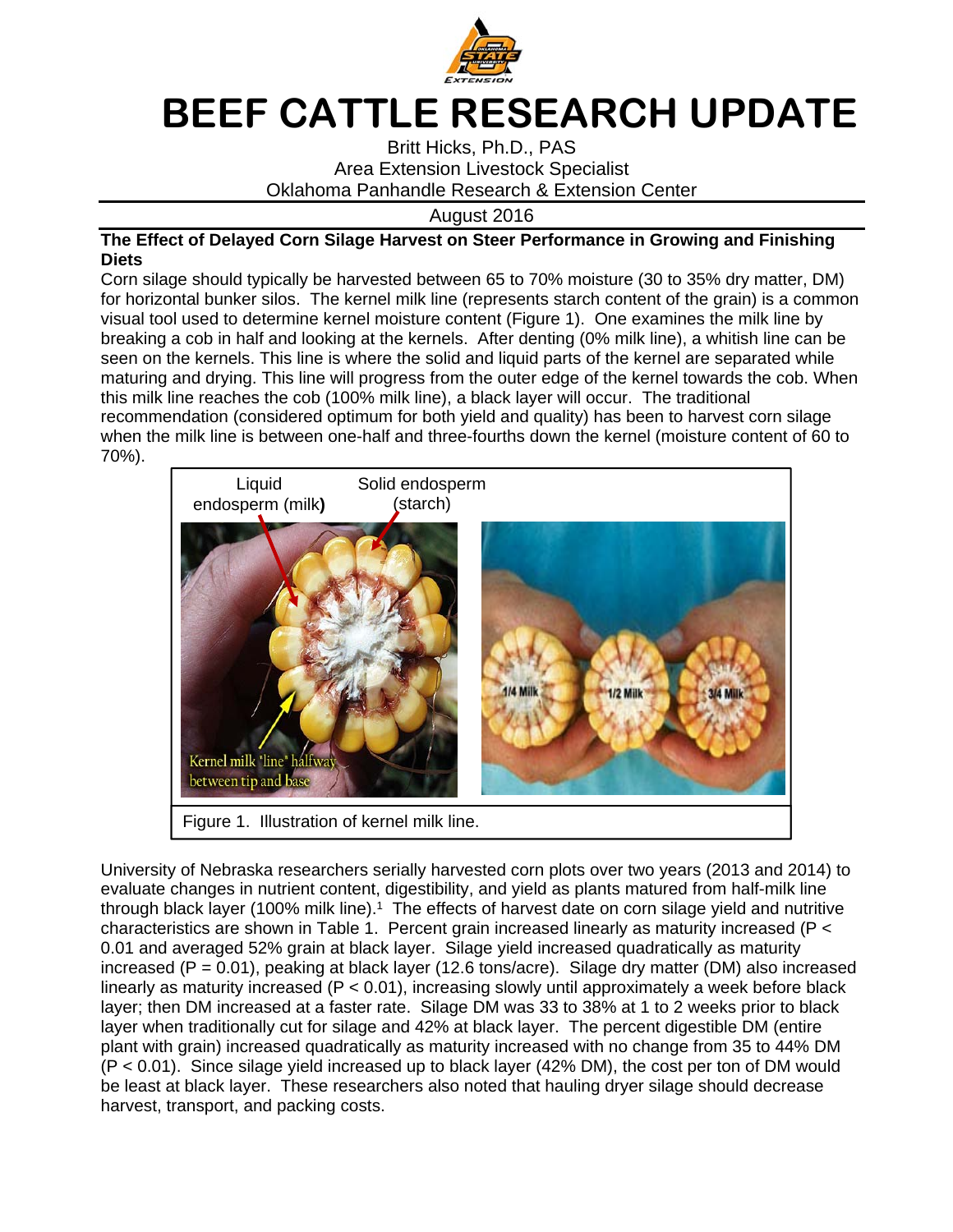# BEEF CATTLE RESEARCH UPDATE

Britt Hicks, Ph.D., PAS
Area Extension Livestock Specialist
Oklahoma Panhandle Research & Extension Center

August 2016

**The Effect of Delayed Corn Silage Harvest on Steer Performance in Growing and Finishing Diets**

Corn silage should typically be harvested between 65 to 70% moisture (30 to 35% dry matter, DM) for horizontal bunker silos. The kernel milk line (represents starch content of the grain) is a common visual tool used to determine kernel moisture content (Figure 1). One examines the milk line by breaking a cob in half and looking at the kernels. After denting (0% milk line), a whitish line can be seen on the kernels. This line is where the solid and liquid parts of the kernel are separated while maturing and drying. This line will progress from the outer edge of the kernel towards the cob. When this milk line reaches the cob (100% milk line), a black layer will occur. The traditional recommendation (considered optimum for both yield and quality) has been to harvest corn silage when the milk line is between one-half and three-fourths down the kernel (moisture content of 60 to 70%).

Figure 1. Illustration of kernel milk line.

University of Nebraska researchers serially harvested corn plots over two years (2013 and 2014) to evaluate changes in nutrient content, digestibility, and yield as plants matured from half-milk line through black layer (100% milk line).[1] The effects of harvest date on corn silage yield and nutritive characteristics are shown in Table 1. Percent grain increased linearly as maturity increased ($P < 0.01$ and averaged 52% grain at black layer. Silage yield increased quadratically as maturity increased ($P = 0.01$), peaking at black layer (12.6 tons/acre). Silage dry matter (DM) also increased linearly as maturity increased ($P < 0.01$), increasing slowly until approximately a week before black layer; then DM increased at a faster rate. Silage DM was 33 to 38% at 1 to 2 weeks prior to black layer when traditionally cut for silage and 42% at black layer. The percent digestible DM (entire plant with grain) increased quadratically as maturity increased with no change from 35 to 44% DM ($P < 0.01$). Since silage yield increased up to black layer (42% DM), the cost per ton of DM would be least at black layer. These researchers also noted that hauling dryer silage should decrease harvest, transport, and packing costs.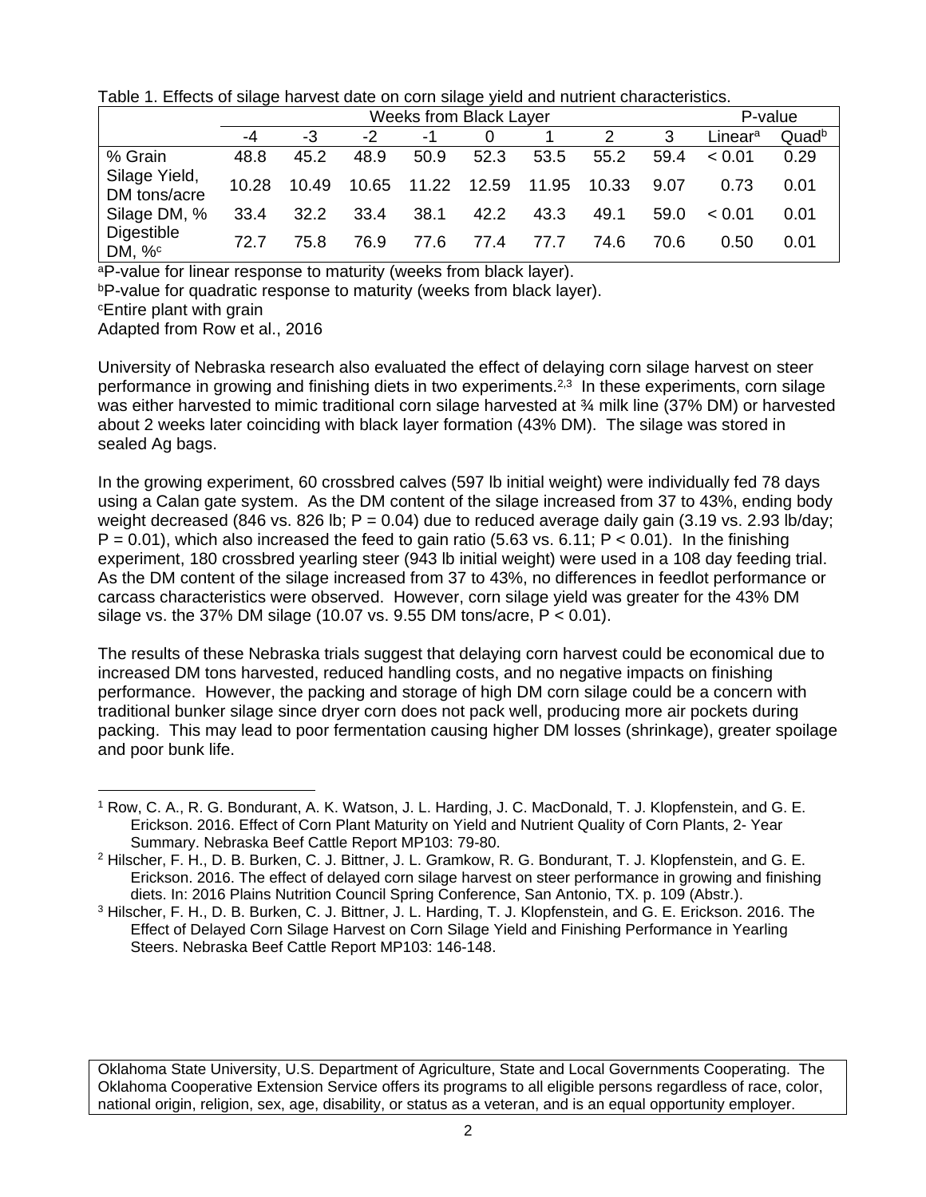Table 1. Effects of silage harvest date on corn silage yield and nutrient characteristics.

| | Weeks from Black Layer | | | | | | | | P-value | |
|---|---|---|---|---|---|---|---|---|---|---|
| | -4 | -3 | -2 | -1 | 0 | 1 | 2 | 3 | Linear[a] | Quad[b] |
| % Grain | 48.8 | 45.2 | 48.9 | 50.9 | 52.3 | 53.5 | 55.2 | 59.4 | < 0.01 | 0.29 |
| Silage Yield, DM tons/acre | 10.28 | 10.49 | 10.65 | 11.22 | 12.59 | 11.95 | 10.33 | 9.07 | 0.73 | 0.01 |
| Silage DM, % | 33.4 | 32.2 | 33.4 | 38.1 | 42.2 | 43.3 | 49.1 | 59.0 | < 0.01 | 0.01 |
| Digestible DM, %[c] | 72.7 | 75.8 | 76.9 | 77.6 | 77.4 | 77.7 | 74.6 | 70.6 | 0.50 | 0.01 |

[a]P-value for linear response to maturity (weeks from black layer).

[b]P-value for quadratic response to maturity (weeks from black layer).

[c]Entire plant with grain

Adapted from Row et al., 2016

University of Nebraska research also evaluated the effect of delaying corn silage harvest on steer performance in growing and finishing diets in two experiments.[2,3] In these experiments, corn silage was either harvested to mimic traditional corn silage harvested at ¾ milk line (37% DM) or harvested about 2 weeks later coinciding with black layer formation (43% DM). The silage was stored in sealed Ag bags.

In the growing experiment, 60 crossbred calves (597 lb initial weight) were individually fed 78 days using a Calan gate system. As the DM content of the silage increased from 37 to 43%, ending body weight decreased (846 vs. 826 lb; $P = 0.04$) due to reduced average daily gain (3.19 vs. 2.93 lb/day; $P = 0.01$), which also increased the feed to gain ratio (5.63 vs. 6.11; $P < 0.01$). In the finishing experiment, 180 crossbred yearling steer (943 lb initial weight) were used in a 108 day feeding trial. As the DM content of the silage increased from 37 to 43%, no differences in feedlot performance or carcass characteristics were observed. However, corn silage yield was greater for the 43% DM silage vs. the 37% DM silage (10.07 vs. 9.55 DM tons/acre, $P < 0.01$).

The results of these Nebraska trials suggest that delaying corn harvest could be economical due to increased DM tons harvested, reduced handling costs, and no negative impacts on finishing performance. However, the packing and storage of high DM corn silage could be a concern with traditional bunker silage since dryer corn does not pack well, producing more air pockets during packing. This may lead to poor fermentation causing higher DM losses (shrinkage), greater spoilage and poor bunk life.

---

[1] Row, C. A., R. G. Bondurant, A. K. Watson, J. L. Harding, J. C. MacDonald, T. J. Klopfenstein, and G. E. Erickson. 2016. Effect of Corn Plant Maturity on Yield and Nutrient Quality of Corn Plants, 2- Year Summary. Nebraska Beef Cattle Report MP103: 79-80.

[2] Hilscher, F. H., D. B. Burken, C. J. Bittner, J. L. Gramkow, R. G. Bondurant, T. J. Klopfenstein, and G. E. Erickson. 2016. The effect of delayed corn silage harvest on steer performance in growing and finishing diets. In: 2016 Plains Nutrition Council Spring Conference, San Antonio, TX. p. 109 (Abstr.).

[3] Hilscher, F. H., D. B. Burken, C. J. Bittner, J. L. Harding, T. J. Klopfenstein, and G. E. Erickson. 2016. The Effect of Delayed Corn Silage Harvest on Corn Silage Yield and Finishing Performance in Yearling Steers. Nebraska Beef Cattle Report MP103: 146-148.

Oklahoma State University, U.S. Department of Agriculture, State and Local Governments Cooperating. The Oklahoma Cooperative Extension Service offers its programs to all eligible persons regardless of race, color, national origin, religion, sex, age, disability, or status as a veteran, and is an equal opportunity employer.